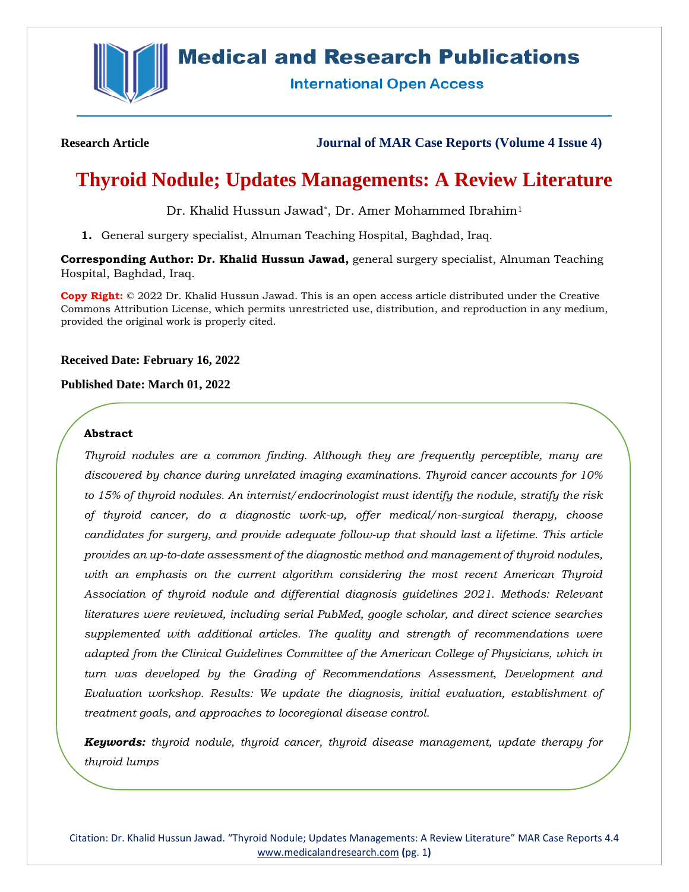Research Article

Journal of MAR Case Reports (Volume 4 Issue 4)

# Thyroid Nodule; Updates Managements: A Review Literature

Dr. Khalid Hussun Jawad*, Dr. Amer Mohammed Ibrahim[1]

1. General surgery specialist, Alnuman Teaching Hospital, Baghdad, Iraq.

**Corresponding Author: Dr. Khalid Hussun Jawad,** general surgery specialist, Alnuman Teaching Hospital, Baghdad, Iraq.

**Copy Right:** © 2022 Dr. Khalid Hussun Jawad. This is an open access article distributed under the Creative Commons Attribution License, which permits unrestricted use, distribution, and reproduction in any medium, provided the original work is properly cited.

**Received Date: February 16, 2022**

**Published Date: March 01, 2022**

### Abstract

*Thyroid nodules are a common finding. Although they are frequently perceptible, many are discovered by chance during unrelated imaging examinations. Thyroid cancer accounts for 10% to 15% of thyroid nodules. An internist/endocrinologist must identify the nodule, stratify the risk of thyroid cancer, do a diagnostic work-up, offer medical/non-surgical therapy, choose candidates for surgery, and provide adequate follow-up that should last a lifetime. This article provides an up-to-date assessment of the diagnostic method and management of thyroid nodules, with an emphasis on the current algorithm considering the most recent American Thyroid Association of thyroid nodule and differential diagnosis guidelines 2021. Methods: Relevant literatures were reviewed, including serial PubMed, google scholar, and direct science searches supplemented with additional articles. The quality and strength of recommendations were adapted from the Clinical Guidelines Committee of the American College of Physicians, which in turn was developed by the Grading of Recommendations Assessment, Development and Evaluation workshop. Results: We update the diagnosis, initial evaluation, establishment of treatment goals, and approaches to locoregional disease control.*

***Keywords:*** *thyroid nodule, thyroid cancer, thyroid disease management, update therapy for thyroid lumps*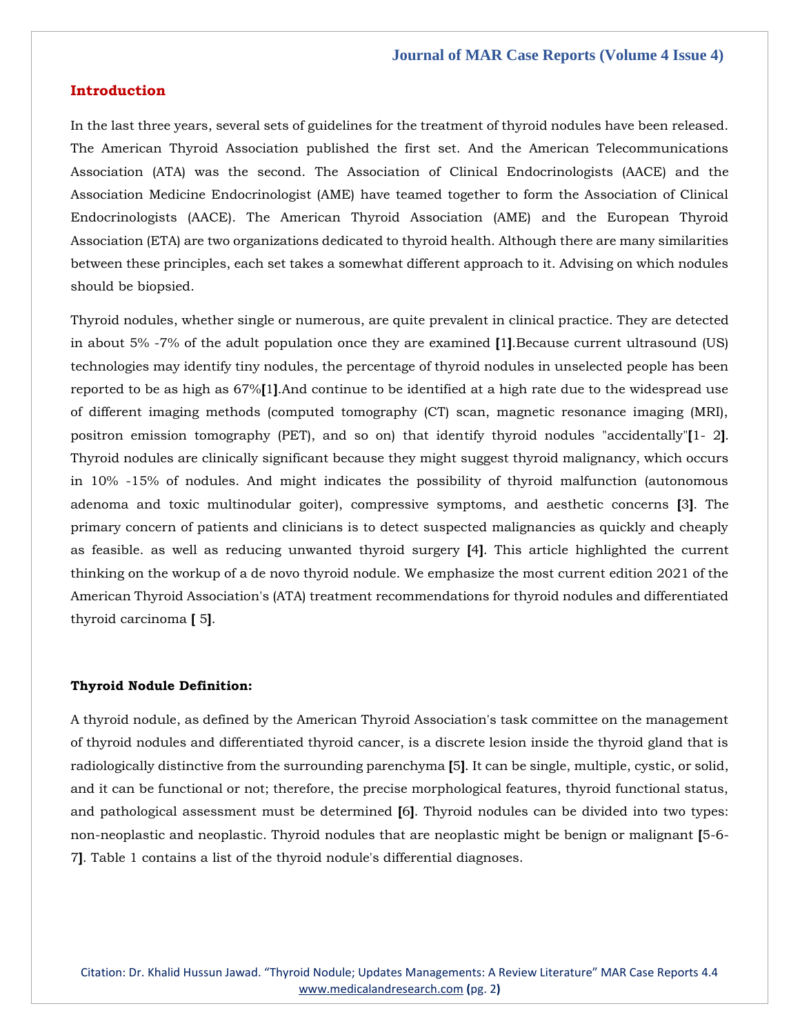## Introduction

In the last three years, several sets of guidelines for the treatment of thyroid nodules have been released. The American Thyroid Association published the first set. And the American Telecommunications Association (ATA) was the second. The Association of Clinical Endocrinologists (AACE) and the Association Medicine Endocrinologist (AME) have teamed together to form the Association of Clinical Endocrinologists (AACE). The American Thyroid Association (AME) and the European Thyroid Association (ETA) are two organizations dedicated to thyroid health. Although there are many similarities between these principles, each set takes a somewhat different approach to it. Advising on which nodules should be biopsied.

Thyroid nodules, whether single or numerous, are quite prevalent in clinical practice. They are detected in about 5% -7% of the adult population once they are examined [1].Because current ultrasound (US) technologies may identify tiny nodules, the percentage of thyroid nodules in unselected people has been reported to be as high as 67%[1].And continue to be identified at a high rate due to the widespread use of different imaging methods (computed tomography (CT) scan, magnetic resonance imaging (MRI), positron emission tomography (PET), and so on) that identify thyroid nodules "accidentally"[1- 2]. Thyroid nodules are clinically significant because they might suggest thyroid malignancy, which occurs in 10% -15% of nodules. And might indicates the possibility of thyroid malfunction (autonomous adenoma and toxic multinodular goiter), compressive symptoms, and aesthetic concerns [3]. The primary concern of patients and clinicians is to detect suspected malignancies as quickly and cheaply as feasible. as well as reducing unwanted thyroid surgery [4]. This article highlighted the current thinking on the workup of a de novo thyroid nodule. We emphasize the most current edition 2021 of the American Thyroid Association's (ATA) treatment recommendations for thyroid nodules and differentiated thyroid carcinoma [ 5].

**Thyroid Nodule Definition:**

A thyroid nodule, as defined by the American Thyroid Association's task committee on the management of thyroid nodules and differentiated thyroid cancer, is a discrete lesion inside the thyroid gland that is radiologically distinctive from the surrounding parenchyma [5]. It can be single, multiple, cystic, or solid, and it can be functional or not; therefore, the precise morphological features, thyroid functional status, and pathological assessment must be determined [6]. Thyroid nodules can be divided into two types: non-neoplastic and neoplastic. Thyroid nodules that are neoplastic might be benign or malignant [5-6-7]. Table 1 contains a list of the thyroid nodule's differential diagnoses.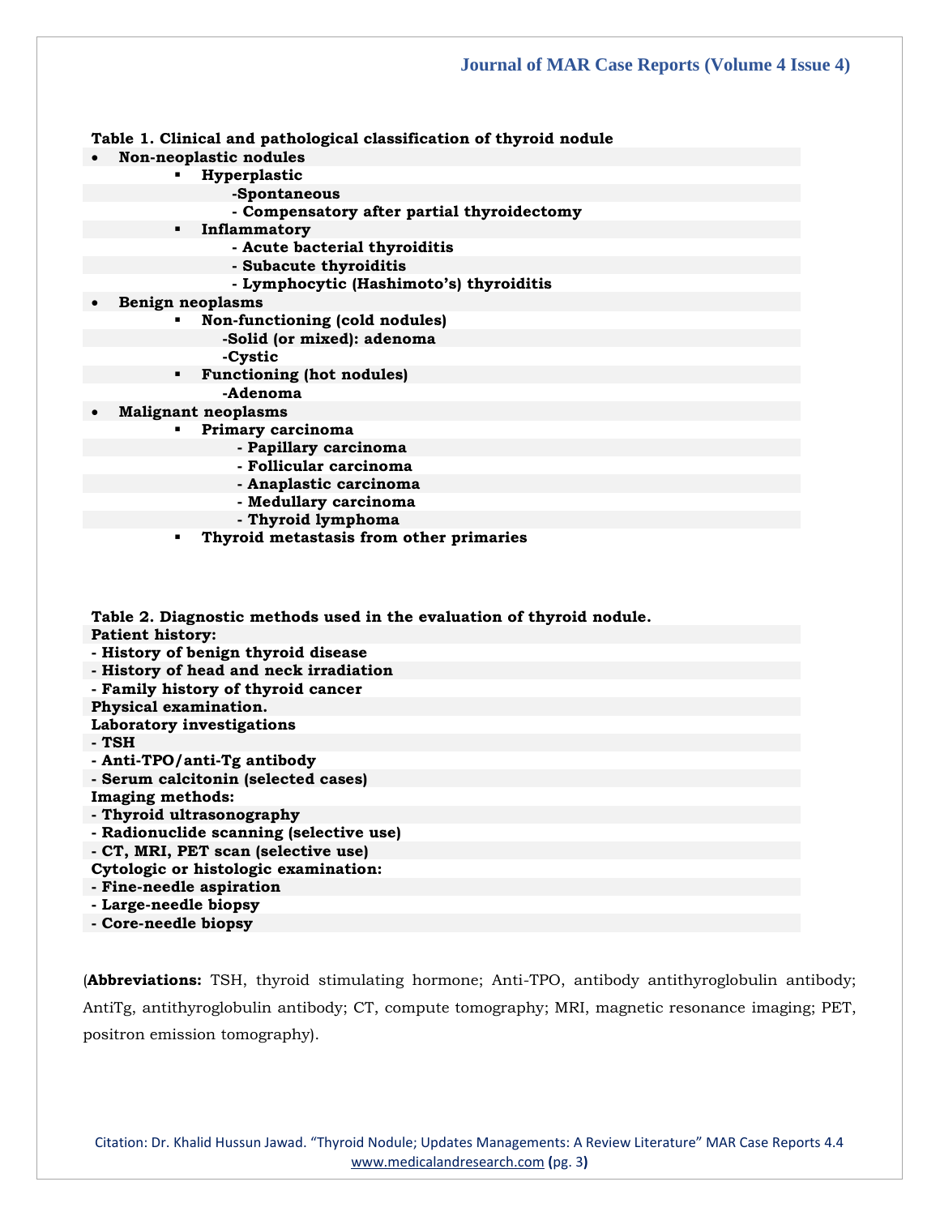**Table 1. Clinical and pathological classification of thyroid nodule**

- **Non-neoplastic nodules**
  - **Hyperplastic**
    - **-Spontaneous**
    - **- Compensatory after partial thyroidectomy**
  - **Inflammatory**
    - **- Acute bacterial thyroiditis**
    - **- Subacute thyroiditis**
    - **- Lymphocytic (Hashimoto's) thyroiditis**
- **Benign neoplasms**
  - **Non-functioning (cold nodules)**
    - **-Solid (or mixed): adenoma**
    - **-Cystic**
  - **Functioning (hot nodules)**
    - **-Adenoma**
- **Malignant neoplasms**
  - **Primary carcinoma**
    - **- Papillary carcinoma**
    - **- Follicular carcinoma**
    - **- Anaplastic carcinoma**
    - **- Medullary carcinoma**
    - **- Thyroid lymphoma**
  - **Thyroid metastasis from other primaries**

**Table 2. Diagnostic methods used in the evaluation of thyroid nodule.**

**Patient history:**
**- History of benign thyroid disease**
**- History of head and neck irradiation**
**- Family history of thyroid cancer**
**Physical examination.**
**Laboratory investigations**
**- TSH**
**- Anti-TPO/anti-Tg antibody**
**- Serum calcitonin (selected cases)**
**Imaging methods:**
**- Thyroid ultrasonography**
**- Radionuclide scanning (selective use)**
**- CT, MRI, PET scan (selective use)**
**Cytologic or histologic examination:**
**- Fine-needle aspiration**
**- Large-needle biopsy**
**- Core-needle biopsy**

(**Abbreviations:** TSH, thyroid stimulating hormone; Anti-TPO, antibody antithyroglobulin antibody; AntiTg, antithyroglobulin antibody; CT, compute tomography; MRI, magnetic resonance imaging; PET, positron emission tomography).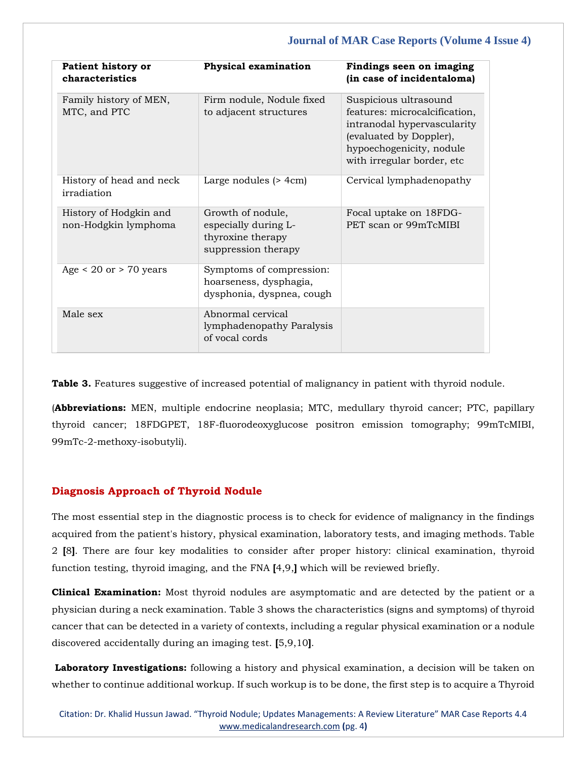| Patient history or characteristics | Physical examination | Findings seen on imaging (in case of incidentaloma) |
|---|---|---|
| Family history of MEN, MTC, and PTC | Firm nodule, Nodule fixed to adjacent structures | Suspicious ultrasound features: microcalcification, intranodal hypervascularity (evaluated by Doppler), hypoechogenicity, nodule with irregular border, etc |
| History of head and neck irradiation | Large nodules (> 4cm) | Cervical lymphadenopathy |
| History of Hodgkin and non-Hodgkin lymphoma | Growth of nodule, especially during L-thyroxine therapy suppression therapy | Focal uptake on 18FDG-PET scan or 99mTcMIBI |
| Age < 20 or > 70 years | Symptoms of compression: hoarseness, dysphagia, dysphonia, dyspnea, cough | |
| Male sex | Abnormal cervical lymphadenopathy Paralysis of vocal cords | |

**Table 3.** Features suggestive of increased potential of malignancy in patient with thyroid nodule.

(**Abbreviations:** MEN, multiple endocrine neoplasia; MTC, medullary thyroid cancer; PTC, papillary thyroid cancer; 18FDGPET, 18F-fluorodeoxyglucose positron emission tomography; 99mTcMIBI, 99mTc-2-methoxy-isobutyli).

## Diagnosis Approach of Thyroid Nodule

The most essential step in the diagnostic process is to check for evidence of malignancy in the findings acquired from the patient's history, physical examination, laboratory tests, and imaging methods. Table 2 [8]. There are four key modalities to consider after proper history: clinical examination, thyroid function testing, thyroid imaging, and the FNA [4,9,] which will be reviewed briefly.

**Clinical Examination:** Most thyroid nodules are asymptomatic and are detected by the patient or a physician during a neck examination. Table 3 shows the characteristics (signs and symptoms) of thyroid cancer that can be detected in a variety of contexts, including a regular physical examination or a nodule discovered accidentally during an imaging test. [5,9,10].

**Laboratory Investigations:** following a history and physical examination, a decision will be taken on whether to continue additional workup. If such workup is to be done, the first step is to acquire a Thyroid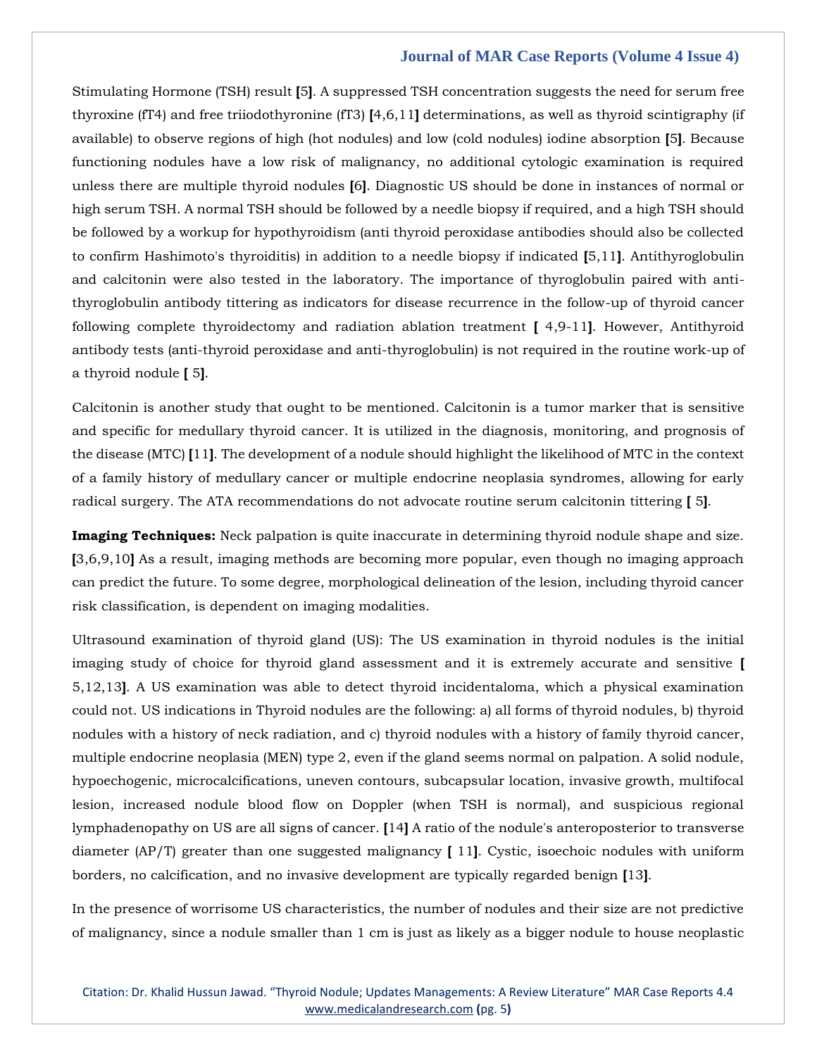Stimulating Hormone (TSH) result [5]. A suppressed TSH concentration suggests the need for serum free thyroxine (fT4) and free triiodothyronine (fT3) [4,6,11] determinations, as well as thyroid scintigraphy (if available) to observe regions of high (hot nodules) and low (cold nodules) iodine absorption [5]. Because functioning nodules have a low risk of malignancy, no additional cytologic examination is required unless there are multiple thyroid nodules [6]. Diagnostic US should be done in instances of normal or high serum TSH. A normal TSH should be followed by a needle biopsy if required, and a high TSH should be followed by a workup for hypothyroidism (anti thyroid peroxidase antibodies should also be collected to confirm Hashimoto's thyroiditis) in addition to a needle biopsy if indicated [5,11]. Antithyroglobulin and calcitonin were also tested in the laboratory. The importance of thyroglobulin paired with anti-thyroglobulin antibody tittering as indicators for disease recurrence in the follow-up of thyroid cancer following complete thyroidectomy and radiation ablation treatment [ 4,9-11]. However, Antithyroid antibody tests (anti-thyroid peroxidase and anti-thyroglobulin) is not required in the routine work-up of a thyroid nodule [ 5].

Calcitonin is another study that ought to be mentioned. Calcitonin is a tumor marker that is sensitive and specific for medullary thyroid cancer. It is utilized in the diagnosis, monitoring, and prognosis of the disease (MTC) [11]. The development of a nodule should highlight the likelihood of MTC in the context of a family history of medullary cancer or multiple endocrine neoplasia syndromes, allowing for early radical surgery. The ATA recommendations do not advocate routine serum calcitonin tittering [ 5].

**Imaging Techniques:** Neck palpation is quite inaccurate in determining thyroid nodule shape and size. [3,6,9,10] As a result, imaging methods are becoming more popular, even though no imaging approach can predict the future. To some degree, morphological delineation of the lesion, including thyroid cancer risk classification, is dependent on imaging modalities.

Ultrasound examination of thyroid gland (US): The US examination in thyroid nodules is the initial imaging study of choice for thyroid gland assessment and it is extremely accurate and sensitive [ 5,12,13]. A US examination was able to detect thyroid incidentaloma, which a physical examination could not. US indications in Thyroid nodules are the following: a) all forms of thyroid nodules, b) thyroid nodules with a history of neck radiation, and c) thyroid nodules with a history of family thyroid cancer, multiple endocrine neoplasia (MEN) type 2, even if the gland seems normal on palpation. A solid nodule, hypoechogenic, microcalcifications, uneven contours, subcapsular location, invasive growth, multifocal lesion, increased nodule blood flow on Doppler (when TSH is normal), and suspicious regional lymphadenopathy on US are all signs of cancer. [14] A ratio of the nodule's anteroposterior to transverse diameter (AP/T) greater than one suggested malignancy [ 11]. Cystic, isoechoic nodules with uniform borders, no calcification, and no invasive development are typically regarded benign [13].

In the presence of worrisome US characteristics, the number of nodules and their size are not predictive of malignancy, since a nodule smaller than 1 cm is just as likely as a bigger nodule to house neoplastic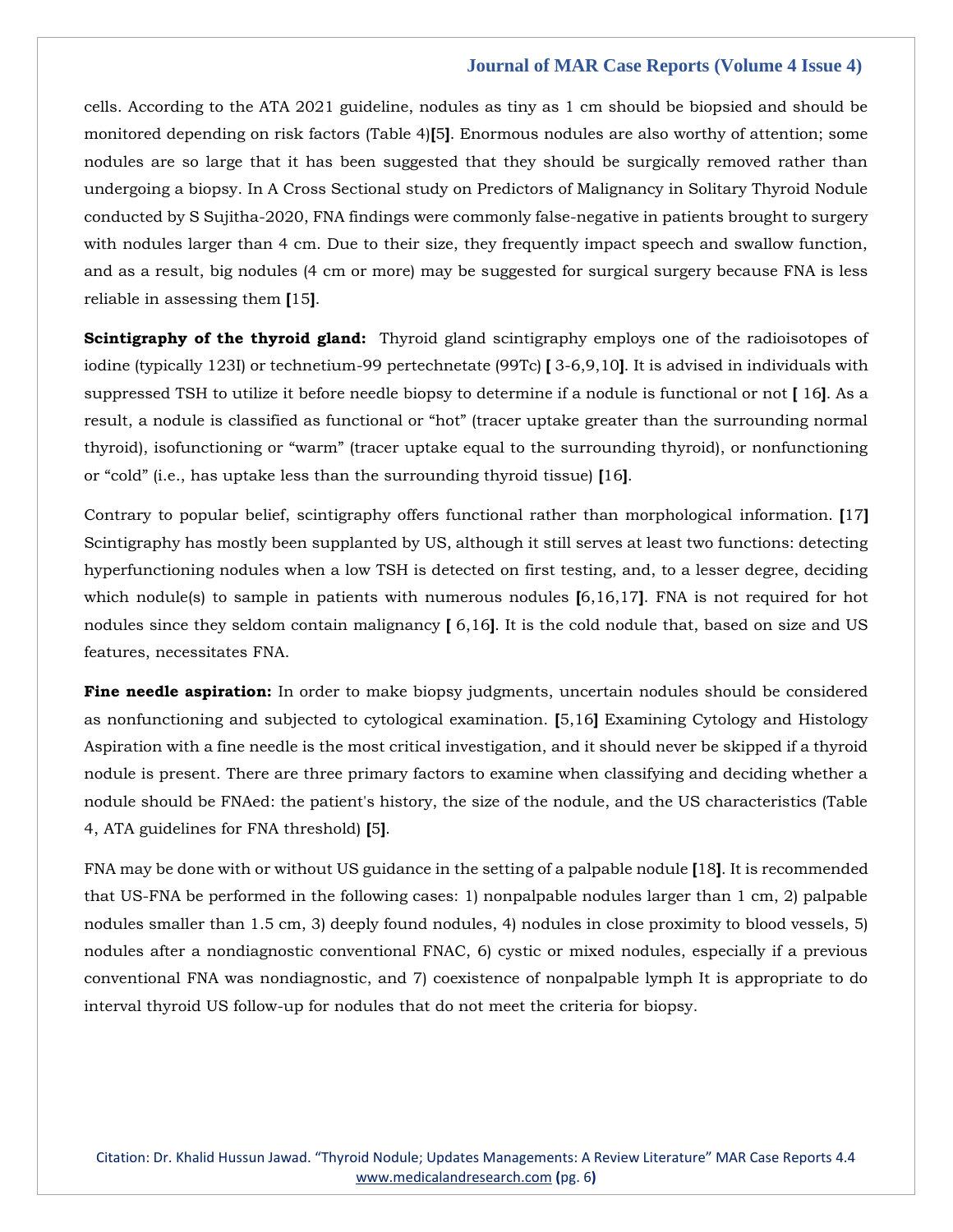cells. According to the ATA 2021 guideline, nodules as tiny as 1 cm should be biopsied and should be monitored depending on risk factors (Table 4)[5]. Enormous nodules are also worthy of attention; some nodules are so large that it has been suggested that they should be surgically removed rather than undergoing a biopsy. In A Cross Sectional study on Predictors of Malignancy in Solitary Thyroid Nodule conducted by S Sujitha-2020, FNA findings were commonly false-negative in patients brought to surgery with nodules larger than 4 cm. Due to their size, they frequently impact speech and swallow function, and as a result, big nodules (4 cm or more) may be suggested for surgical surgery because FNA is less reliable in assessing them [15].

**Scintigraphy of the thyroid gland:** Thyroid gland scintigraphy employs one of the radioisotopes of iodine (typically 123I) or technetium-99 pertechnetate (99Tc) [ 3-6,9,10]. It is advised in individuals with suppressed TSH to utilize it before needle biopsy to determine if a nodule is functional or not [ 16]. As a result, a nodule is classified as functional or "hot" (tracer uptake greater than the surrounding normal thyroid), isofunctioning or "warm" (tracer uptake equal to the surrounding thyroid), or nonfunctioning or "cold" (i.e., has uptake less than the surrounding thyroid tissue) [16].

Contrary to popular belief, scintigraphy offers functional rather than morphological information. [17] Scintigraphy has mostly been supplanted by US, although it still serves at least two functions: detecting hyperfunctioning nodules when a low TSH is detected on first testing, and, to a lesser degree, deciding which nodule(s) to sample in patients with numerous nodules [6,16,17]. FNA is not required for hot nodules since they seldom contain malignancy [ 6,16]. It is the cold nodule that, based on size and US features, necessitates FNA.

**Fine needle aspiration:** In order to make biopsy judgments, uncertain nodules should be considered as nonfunctioning and subjected to cytological examination. [5,16] Examining Cytology and Histology Aspiration with a fine needle is the most critical investigation, and it should never be skipped if a thyroid nodule is present. There are three primary factors to examine when classifying and deciding whether a nodule should be FNAed: the patient's history, the size of the nodule, and the US characteristics (Table 4, ATA guidelines for FNA threshold) [5].

FNA may be done with or without US guidance in the setting of a palpable nodule [18]. It is recommended that US-FNA be performed in the following cases: 1) nonpalpable nodules larger than 1 cm, 2) palpable nodules smaller than 1.5 cm, 3) deeply found nodules, 4) nodules in close proximity to blood vessels, 5) nodules after a nondiagnostic conventional FNAC, 6) cystic or mixed nodules, especially if a previous conventional FNA was nondiagnostic, and 7) coexistence of nonpalpable lymph It is appropriate to do interval thyroid US follow-up for nodules that do not meet the criteria for biopsy.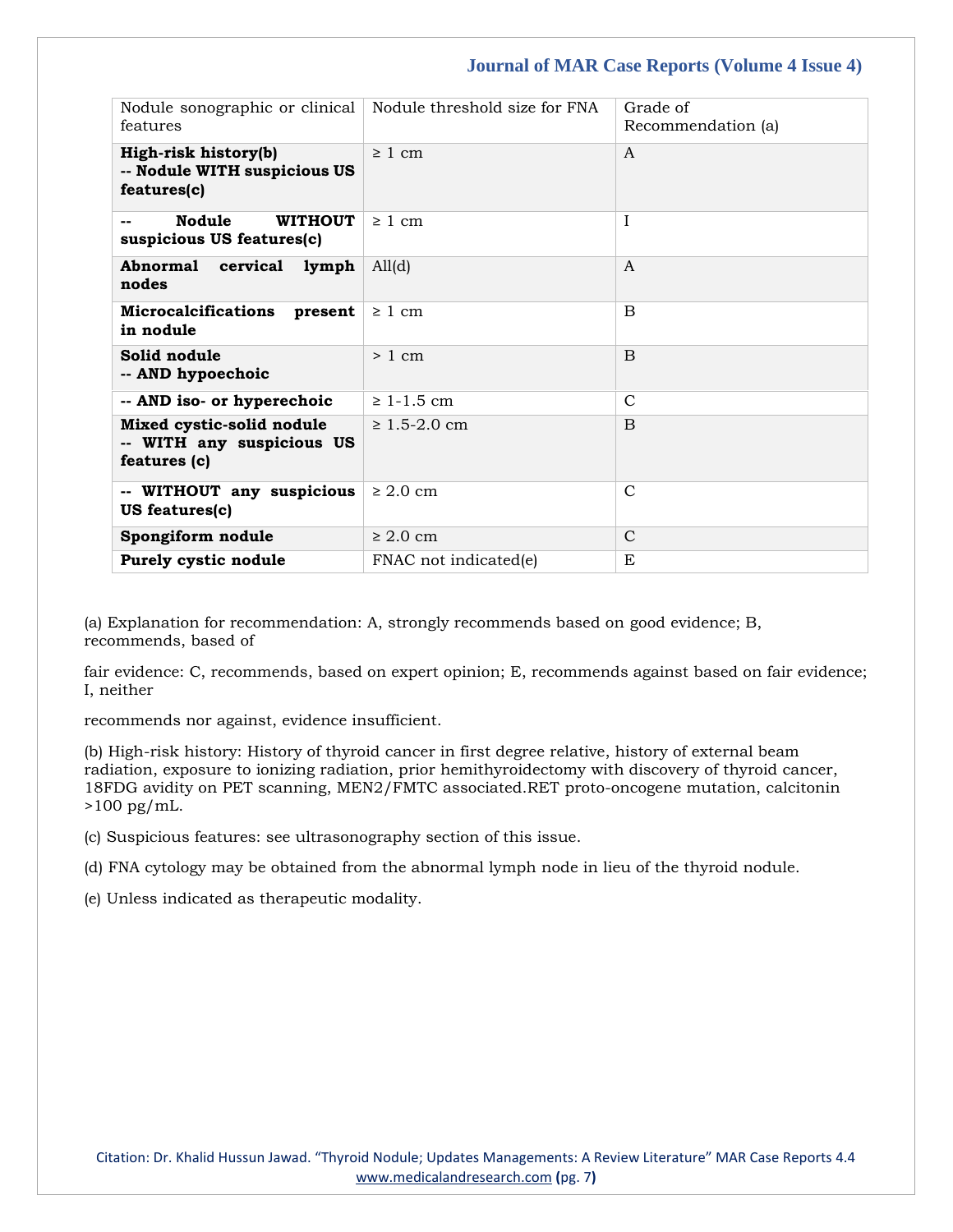| Nodule sonographic or clinical features | Nodule threshold size for FNA | Grade of Recommendation (a) |
|---|---|---|
| **High-risk history(b)**<br>**-- Nodule WITH suspicious US features(c)** | ≥ 1 cm | A |
| **-- Nodule WITHOUT suspicious US features(c)** | ≥ 1 cm | I |
| **Abnormal cervical lymph nodes** | All(d) | A |
| **Microcalcifications present in nodule** | ≥ 1 cm | B |
| **Solid nodule**<br>**-- AND hypoechoic** | > 1 cm | B |
| **-- AND iso- or hyperechoic** | ≥ 1-1.5 cm | C |
| **Mixed cystic-solid nodule**<br>**-- WITH any suspicious US features (c)** | ≥ 1.5-2.0 cm | B |
| **-- WITHOUT any suspicious US features(c)** | ≥ 2.0 cm | C |
| **Spongiform nodule** | ≥ 2.0 cm | C |
| **Purely cystic nodule** | FNAC not indicated(e) | E |

(a) Explanation for recommendation: A, strongly recommends based on good evidence; B, recommends, based of

fair evidence: C, recommends, based on expert opinion; E, recommends against based on fair evidence; I, neither

recommends nor against, evidence insufficient.

(b) High-risk history: History of thyroid cancer in first degree relative, history of external beam radiation, exposure to ionizing radiation, prior hemithyroidectomy with discovery of thyroid cancer, 18FDG avidity on PET scanning, MEN2/FMTC associated.RET proto-oncogene mutation, calcitonin >100 pg/mL.

(c) Suspicious features: see ultrasonography section of this issue.

(d) FNA cytology may be obtained from the abnormal lymph node in lieu of the thyroid nodule.

(e) Unless indicated as therapeutic modality.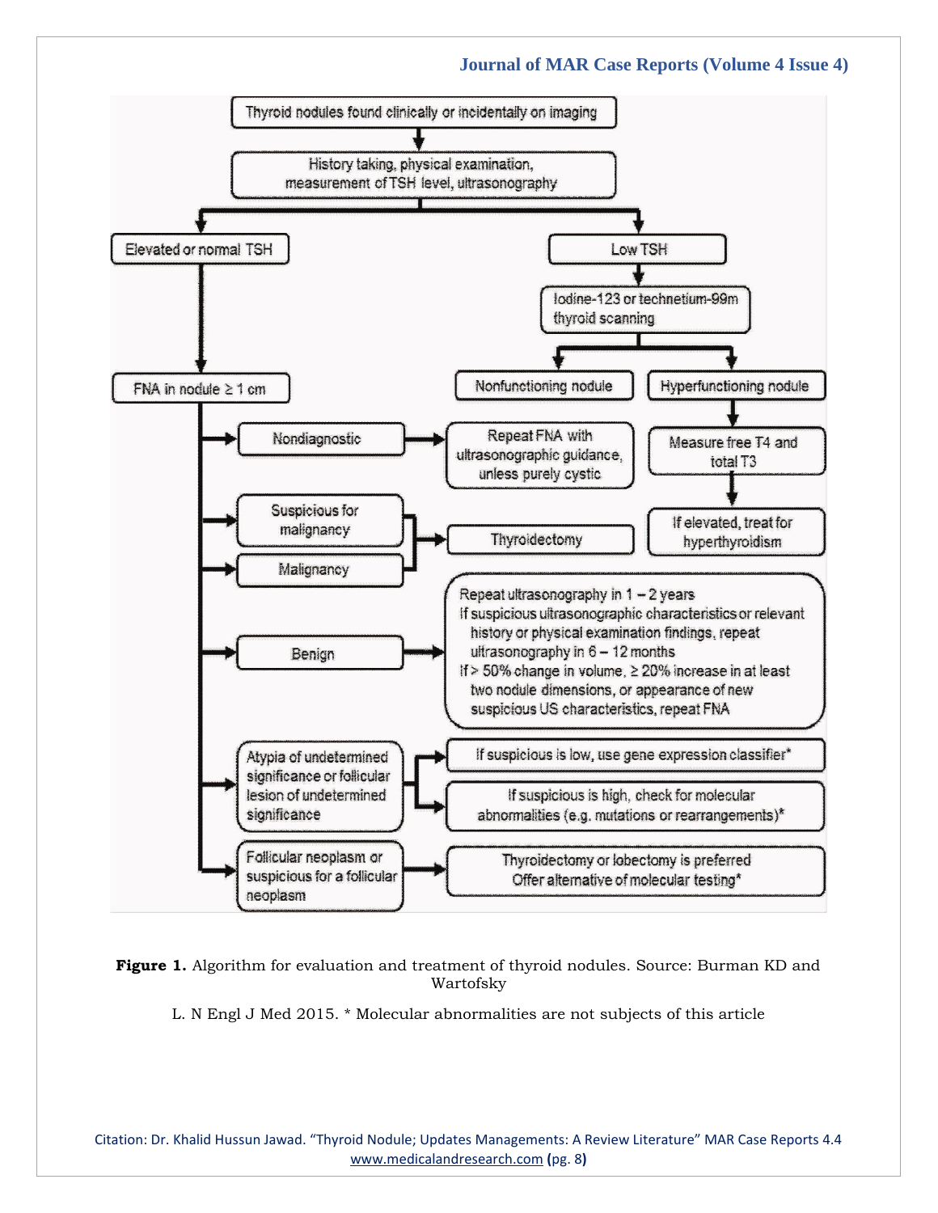Thyroid nodules found clinically or incidentally on imaging

History taking, physical examination, measurement of TSH level, ultrasonography

- **Elevated or normal TSH**
  - FNA in nodule ≥ 1 cm
    - Nondiagnostic → Repeat FNA with ultrasonographic guidance, unless purely cystic
    - Suspicious for malignancy → Thyroidectomy
    - Malignancy → Thyroidectomy
    - Benign → Repeat ultrasonography in 1 – 2 years
      If suspicious ultrasonographic characteristics or relevant history or physical examination findings, repeat ultrasonography in 6 – 12 months
      If > 50% change in volume, ≥ 20% increase in at least two nodule dimensions, or appearance of new suspicious US characteristics, repeat FNA
    - Atypia of undetermined significance or follicular lesion of undetermined significance
      - If suspicious is low, use gene expression classifier*
      - If suspicious is high, check for molecular abnormalities (e.g. mutations or rearrangements)*
    - Follicular neoplasm or suspicious for a follicular neoplasm → Thyroidectomy or lobectomy is preferred. Offer alternative of molecular testing*
- **Low TSH**
  - Iodine-123 or technetium-99m thyroid scanning
    - Nonfunctioning nodule → FNA in nodule ≥ 1 cm
    - Hyperfunctioning nodule → Measure free T4 and total T3 → If elevated, treat for hyperthyroidism

**Figure 1.** Algorithm for evaluation and treatment of thyroid nodules. Source: Burman KD and Wartofsky L. N Engl J Med 2015. * Molecular abnormalities are not subjects of this article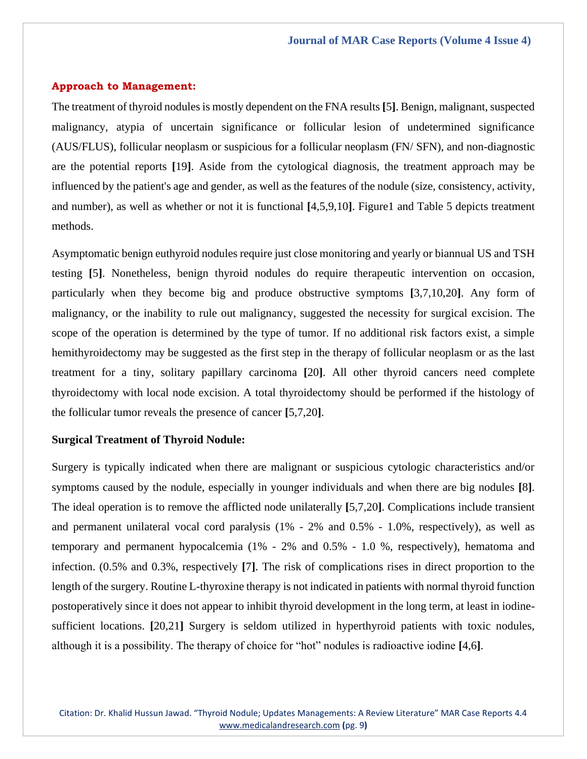## Approach to Management:

The treatment of thyroid nodules is mostly dependent on the FNA results [5]. Benign, malignant, suspected malignancy, atypia of uncertain significance or follicular lesion of undetermined significance (AUS/FLUS), follicular neoplasm or suspicious for a follicular neoplasm (FN/ SFN), and non-diagnostic are the potential reports [19]. Aside from the cytological diagnosis, the treatment approach may be influenced by the patient's age and gender, as well as the features of the nodule (size, consistency, activity, and number), as well as whether or not it is functional [4,5,9,10]. Figure1 and Table 5 depicts treatment methods.

Asymptomatic benign euthyroid nodules require just close monitoring and yearly or biannual US and TSH testing [5]. Nonetheless, benign thyroid nodules do require therapeutic intervention on occasion, particularly when they become big and produce obstructive symptoms [3,7,10,20]. Any form of malignancy, or the inability to rule out malignancy, suggested the necessity for surgical excision. The scope of the operation is determined by the type of tumor. If no additional risk factors exist, a simple hemithyroidectomy may be suggested as the first step in the therapy of follicular neoplasm or as the last treatment for a tiny, solitary papillary carcinoma [20]. All other thyroid cancers need complete thyroidectomy with local node excision. A total thyroidectomy should be performed if the histology of the follicular tumor reveals the presence of cancer [5,7,20].

### Surgical Treatment of Thyroid Nodule:

Surgery is typically indicated when there are malignant or suspicious cytologic characteristics and/or symptoms caused by the nodule, especially in younger individuals and when there are big nodules [8]. The ideal operation is to remove the afflicted node unilaterally [5,7,20]. Complications include transient and permanent unilateral vocal cord paralysis (1% - 2% and 0.5% - 1.0%, respectively), as well as temporary and permanent hypocalcemia (1% - 2% and 0.5% - 1.0 %, respectively), hematoma and infection. (0.5% and 0.3%, respectively [7]. The risk of complications rises in direct proportion to the length of the surgery. Routine L-thyroxine therapy is not indicated in patients with normal thyroid function postoperatively since it does not appear to inhibit thyroid development in the long term, at least in iodine-sufficient locations. [20,21] Surgery is seldom utilized in hyperthyroid patients with toxic nodules, although it is a possibility. The therapy of choice for “hot” nodules is radioactive iodine [4,6].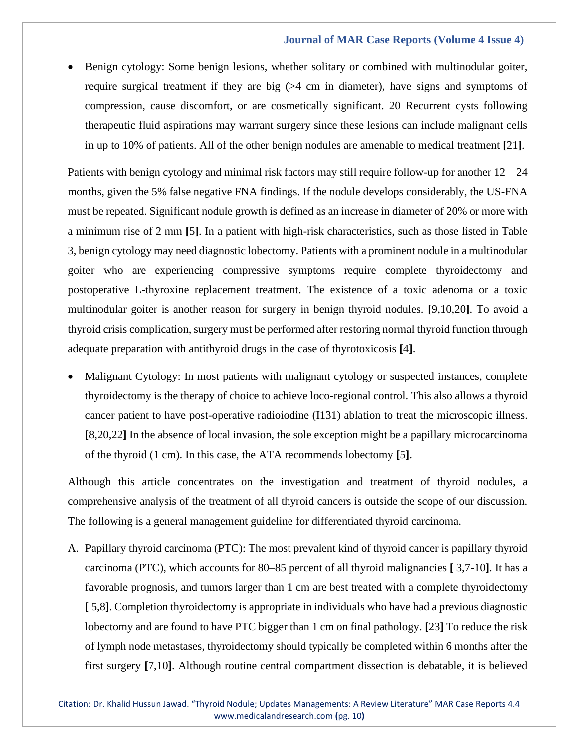- Benign cytology: Some benign lesions, whether solitary or combined with multinodular goiter, require surgical treatment if they are big (>4 cm in diameter), have signs and symptoms of compression, cause discomfort, or are cosmetically significant. 20 Recurrent cysts following therapeutic fluid aspirations may warrant surgery since these lesions can include malignant cells in up to 10% of patients. All of the other benign nodules are amenable to medical treatment **[**21**]**.

Patients with benign cytology and minimal risk factors may still require follow-up for another 12 – 24 months, given the 5% false negative FNA findings. If the nodule develops considerably, the US-FNA must be repeated. Significant nodule growth is defined as an increase in diameter of 20% or more with a minimum rise of 2 mm **[**5**]**. In a patient with high-risk characteristics, such as those listed in Table 3, benign cytology may need diagnostic lobectomy. Patients with a prominent nodule in a multinodular goiter who are experiencing compressive symptoms require complete thyroidectomy and postoperative L-thyroxine replacement treatment. The existence of a toxic adenoma or a toxic multinodular goiter is another reason for surgery in benign thyroid nodules. **[**9,10,20**]**. To avoid a thyroid crisis complication, surgery must be performed after restoring normal thyroid function through adequate preparation with antithyroid drugs in the case of thyrotoxicosis **[**4**]**.

- Malignant Cytology: In most patients with malignant cytology or suspected instances, complete thyroidectomy is the therapy of choice to achieve loco-regional control. This also allows a thyroid cancer patient to have post-operative radioiodine (I131) ablation to treat the microscopic illness. **[**8,20,22**]** In the absence of local invasion, the sole exception might be a papillary microcarcinoma of the thyroid (1 cm). In this case, the ATA recommends lobectomy **[**5**]**.

Although this article concentrates on the investigation and treatment of thyroid nodules, a comprehensive analysis of the treatment of all thyroid cancers is outside the scope of our discussion. The following is a general management guideline for differentiated thyroid carcinoma.

A. Papillary thyroid carcinoma (PTC): The most prevalent kind of thyroid cancer is papillary thyroid carcinoma (PTC), which accounts for 80–85 percent of all thyroid malignancies **[** 3,7-10**]**. It has a favorable prognosis, and tumors larger than 1 cm are best treated with a complete thyroidectomy **[** 5,8**]**. Completion thyroidectomy is appropriate in individuals who have had a previous diagnostic lobectomy and are found to have PTC bigger than 1 cm on final pathology. **[**23**]** To reduce the risk of lymph node metastases, thyroidectomy should typically be completed within 6 months after the first surgery **[**7,10**]**. Although routine central compartment dissection is debatable, it is believed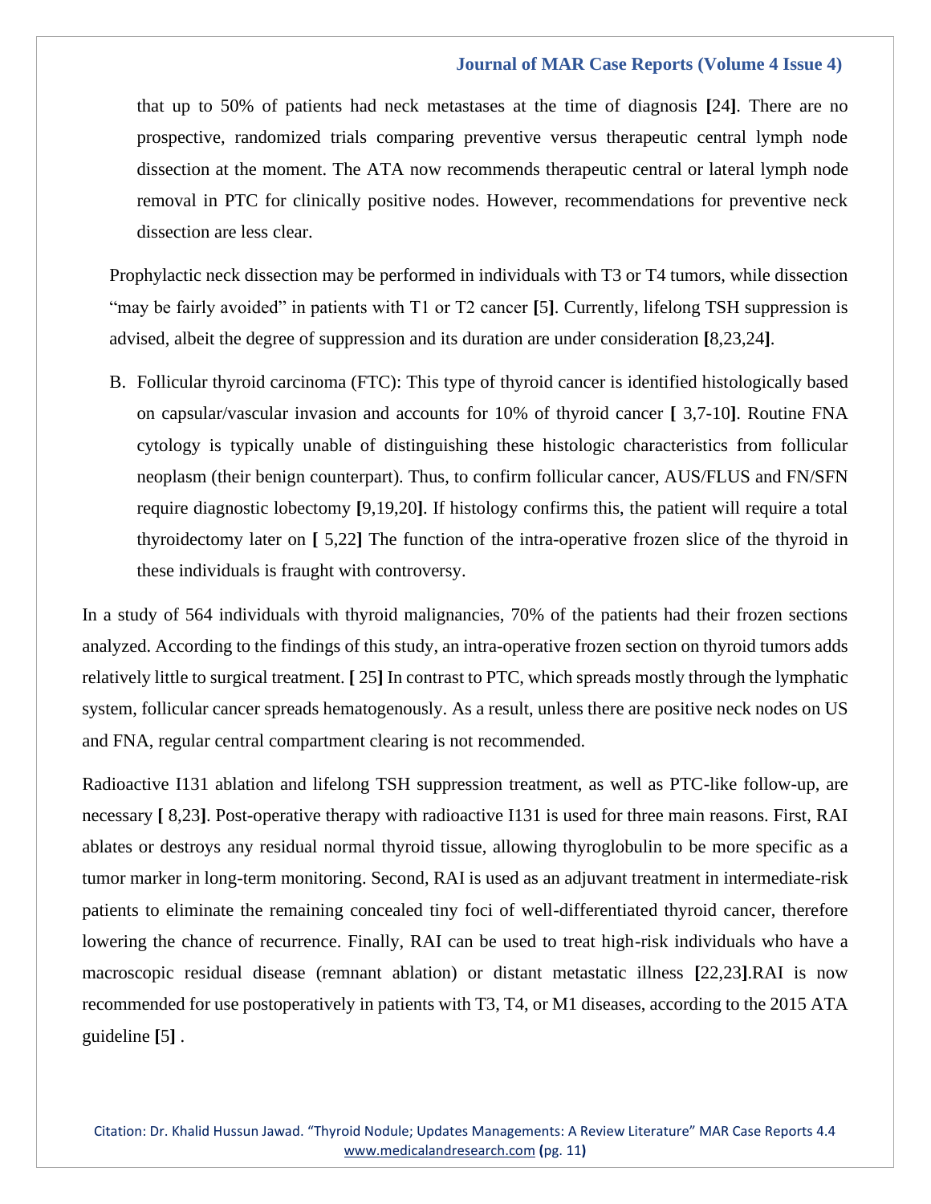that up to 50% of patients had neck metastases at the time of diagnosis [24]. There are no prospective, randomized trials comparing preventive versus therapeutic central lymph node dissection at the moment. The ATA now recommends therapeutic central or lateral lymph node removal in PTC for clinically positive nodes. However, recommendations for preventive neck dissection are less clear.

Prophylactic neck dissection may be performed in individuals with T3 or T4 tumors, while dissection "may be fairly avoided" in patients with T1 or T2 cancer [5]. Currently, lifelong TSH suppression is advised, albeit the degree of suppression and its duration are under consideration [8,23,24].

B. Follicular thyroid carcinoma (FTC): This type of thyroid cancer is identified histologically based on capsular/vascular invasion and accounts for 10% of thyroid cancer [ 3,7-10]. Routine FNA cytology is typically unable of distinguishing these histologic characteristics from follicular neoplasm (their benign counterpart). Thus, to confirm follicular cancer, AUS/FLUS and FN/SFN require diagnostic lobectomy [9,19,20]. If histology confirms this, the patient will require a total thyroidectomy later on [ 5,22] The function of the intra-operative frozen slice of the thyroid in these individuals is fraught with controversy.

In a study of 564 individuals with thyroid malignancies, 70% of the patients had their frozen sections analyzed. According to the findings of this study, an intra-operative frozen section on thyroid tumors adds relatively little to surgical treatment. [ 25] In contrast to PTC, which spreads mostly through the lymphatic system, follicular cancer spreads hematogenously. As a result, unless there are positive neck nodes on US and FNA, regular central compartment clearing is not recommended.

Radioactive I131 ablation and lifelong TSH suppression treatment, as well as PTC-like follow-up, are necessary [ 8,23]. Post-operative therapy with radioactive I131 is used for three main reasons. First, RAI ablates or destroys any residual normal thyroid tissue, allowing thyroglobulin to be more specific as a tumor marker in long-term monitoring. Second, RAI is used as an adjuvant treatment in intermediate-risk patients to eliminate the remaining concealed tiny foci of well-differentiated thyroid cancer, therefore lowering the chance of recurrence. Finally, RAI can be used to treat high-risk individuals who have a macroscopic residual disease (remnant ablation) or distant metastatic illness [22,23].RAI is now recommended for use postoperatively in patients with T3, T4, or M1 diseases, according to the 2015 ATA guideline [5] .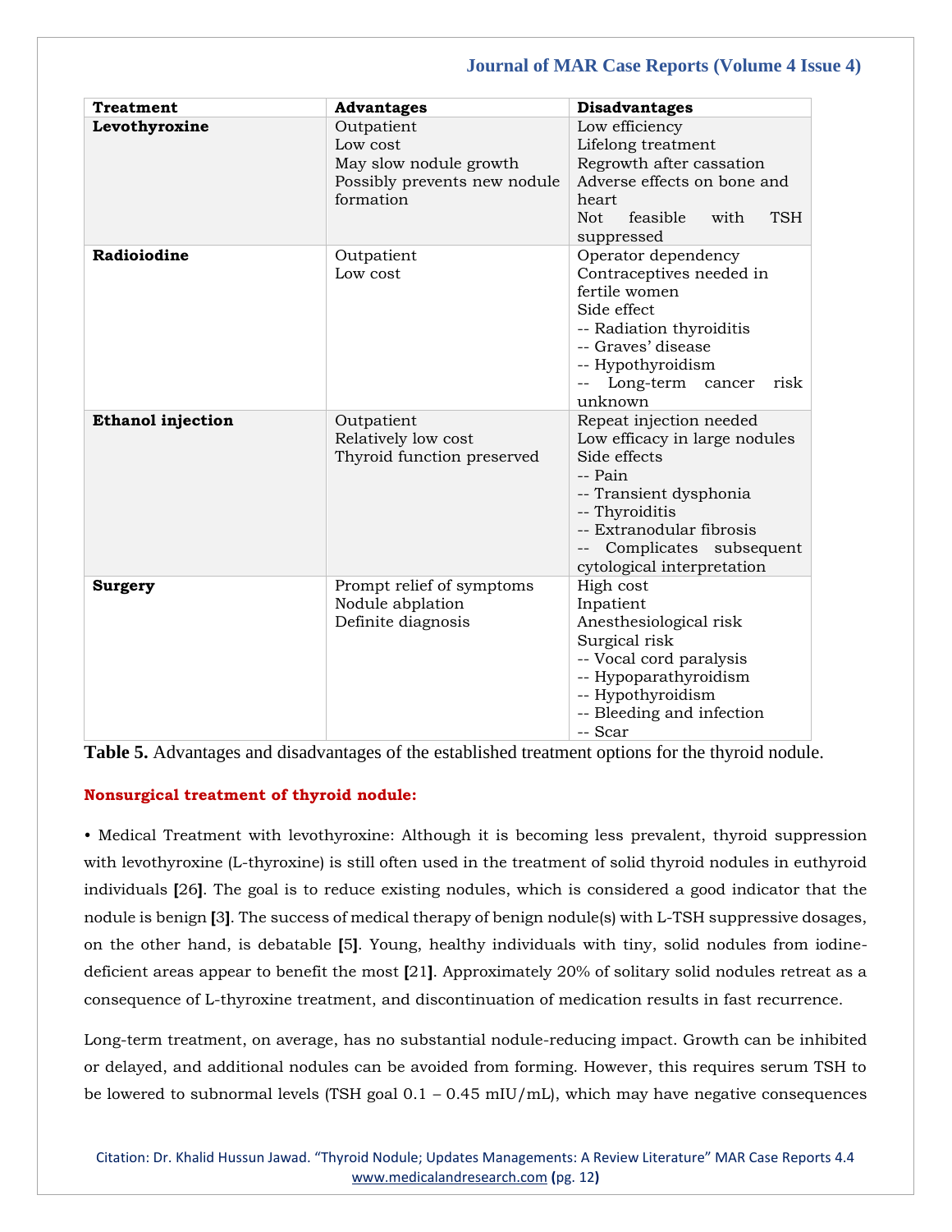| Treatment | Advantages | Disadvantages |
|---|---|---|
| **Levothyroxine** | Outpatient<br>Low cost<br>May slow nodule growth<br>Possibly prevents new nodule formation | Low efficiency<br>Lifelong treatment<br>Regrowth after cassation<br>Adverse effects on bone and heart<br>Not feasible with TSH suppressed |
| **Radioiodine** | Outpatient<br>Low cost | Operator dependency<br>Contraceptives needed in fertile women<br>Side effect<br>-- Radiation thyroiditis<br>-- Graves' disease<br>-- Hypothyroidism<br>-- Long-term cancer risk unknown |
| **Ethanol injection** | Outpatient<br>Relatively low cost<br>Thyroid function preserved | Repeat injection needed<br>Low efficacy in large nodules<br>Side effects<br>-- Pain<br>-- Transient dysphonia<br>-- Thyroiditis<br>-- Extranodular fibrosis<br>-- Complicates subsequent cytological interpretation |
| **Surgery** | Prompt relief of symptoms<br>Nodule abplation<br>Definite diagnosis | High cost<br>Inpatient<br>Anesthesiological risk<br>Surgical risk<br>-- Vocal cord paralysis<br>-- Hypoparathyroidism<br>-- Hypothyroidism<br>-- Bleeding and infection<br>-- Scar |

**Table 5.** Advantages and disadvantages of the established treatment options for the thyroid nodule.

### Nonsurgical treatment of thyroid nodule:

• Medical Treatment with levothyroxine: Although it is becoming less prevalent, thyroid suppression with levothyroxine (L-thyroxine) is still often used in the treatment of solid thyroid nodules in euthyroid individuals [26]. The goal is to reduce existing nodules, which is considered a good indicator that the nodule is benign [3]. The success of medical therapy of benign nodule(s) with L-TSH suppressive dosages, on the other hand, is debatable [5]. Young, healthy individuals with tiny, solid nodules from iodine-deficient areas appear to benefit the most [21]. Approximately 20% of solitary solid nodules retreat as a consequence of L-thyroxine treatment, and discontinuation of medication results in fast recurrence.

Long-term treatment, on average, has no substantial nodule-reducing impact. Growth can be inhibited or delayed, and additional nodules can be avoided from forming. However, this requires serum TSH to be lowered to subnormal levels (TSH goal 0.1 – 0.45 mIU/mL), which may have negative consequences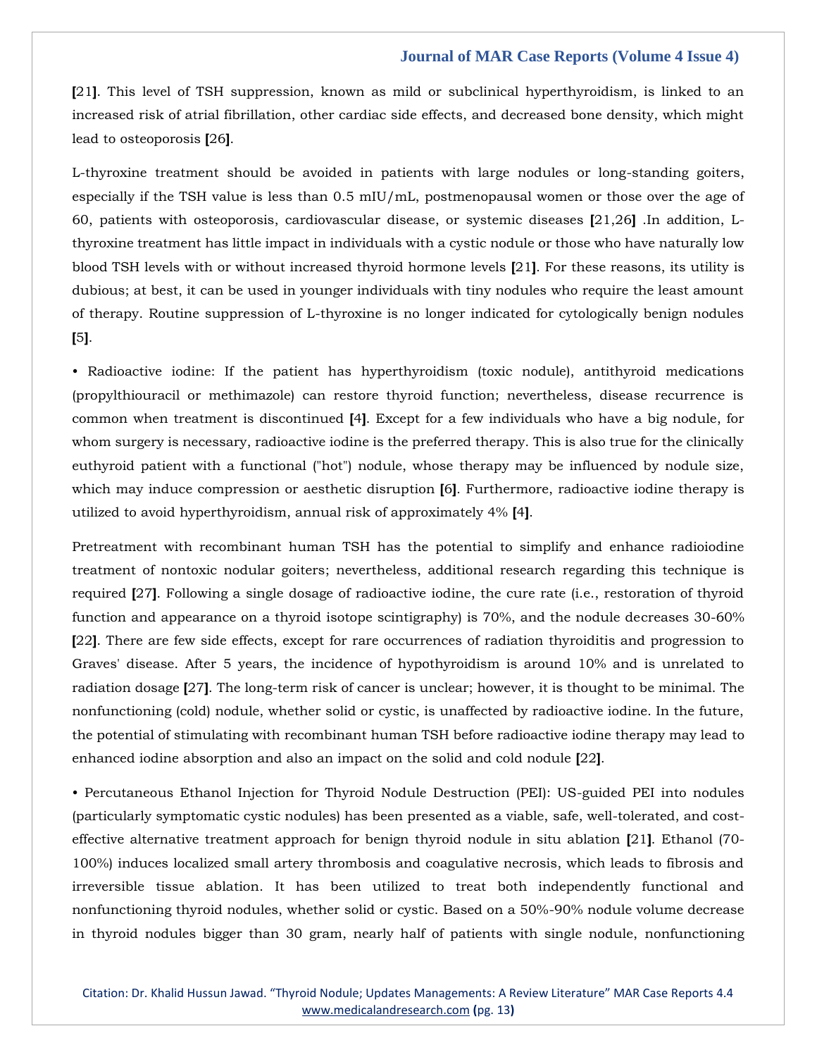[21]. This level of TSH suppression, known as mild or subclinical hyperthyroidism, is linked to an increased risk of atrial fibrillation, other cardiac side effects, and decreased bone density, which might lead to osteoporosis [26].

L-thyroxine treatment should be avoided in patients with large nodules or long-standing goiters, especially if the TSH value is less than 0.5 mIU/mL, postmenopausal women or those over the age of 60, patients with osteoporosis, cardiovascular disease, or systemic diseases [21,26] .In addition, L-thyroxine treatment has little impact in individuals with a cystic nodule or those who have naturally low blood TSH levels with or without increased thyroid hormone levels [21]. For these reasons, its utility is dubious; at best, it can be used in younger individuals with tiny nodules who require the least amount of therapy. Routine suppression of L-thyroxine is no longer indicated for cytologically benign nodules [5].

• Radioactive iodine: If the patient has hyperthyroidism (toxic nodule), antithyroid medications (propylthiouracil or methimazole) can restore thyroid function; nevertheless, disease recurrence is common when treatment is discontinued [4]. Except for a few individuals who have a big nodule, for whom surgery is necessary, radioactive iodine is the preferred therapy. This is also true for the clinically euthyroid patient with a functional ("hot") nodule, whose therapy may be influenced by nodule size, which may induce compression or aesthetic disruption [6]. Furthermore, radioactive iodine therapy is utilized to avoid hyperthyroidism, annual risk of approximately 4% [4].

Pretreatment with recombinant human TSH has the potential to simplify and enhance radioiodine treatment of nontoxic nodular goiters; nevertheless, additional research regarding this technique is required [27]. Following a single dosage of radioactive iodine, the cure rate (i.e., restoration of thyroid function and appearance on a thyroid isotope scintigraphy) is 70%, and the nodule decreases 30-60% [22]. There are few side effects, except for rare occurrences of radiation thyroiditis and progression to Graves' disease. After 5 years, the incidence of hypothyroidism is around 10% and is unrelated to radiation dosage [27]. The long-term risk of cancer is unclear; however, it is thought to be minimal. The nonfunctioning (cold) nodule, whether solid or cystic, is unaffected by radioactive iodine. In the future, the potential of stimulating with recombinant human TSH before radioactive iodine therapy may lead to enhanced iodine absorption and also an impact on the solid and cold nodule [22].

• Percutaneous Ethanol Injection for Thyroid Nodule Destruction (PEI): US-guided PEI into nodules (particularly symptomatic cystic nodules) has been presented as a viable, safe, well-tolerated, and cost-effective alternative treatment approach for benign thyroid nodule in situ ablation [21]. Ethanol (70-100%) induces localized small artery thrombosis and coagulative necrosis, which leads to fibrosis and irreversible tissue ablation. It has been utilized to treat both independently functional and nonfunctioning thyroid nodules, whether solid or cystic. Based on a 50%-90% nodule volume decrease in thyroid nodules bigger than 30 gram, nearly half of patients with single nodule, nonfunctioning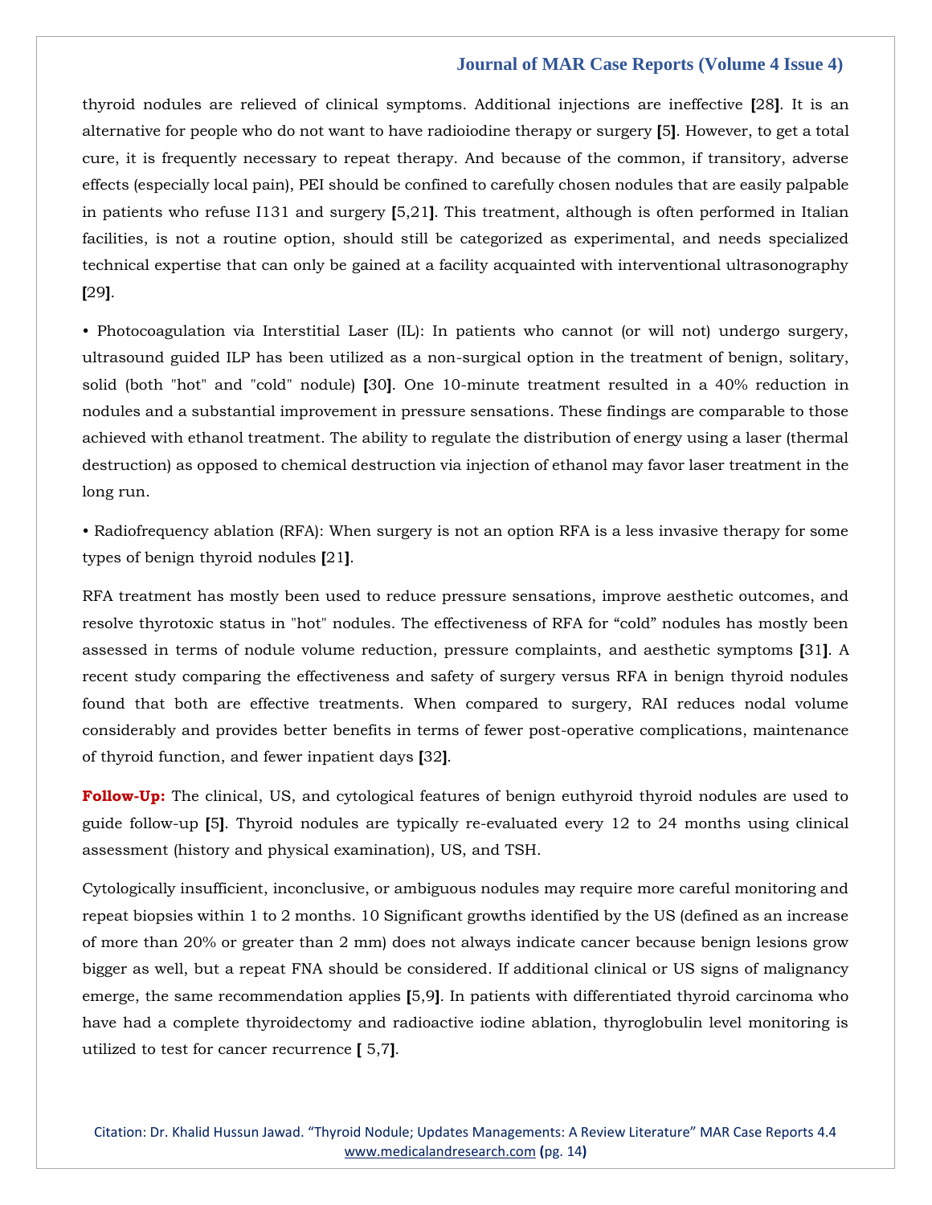thyroid nodules are relieved of clinical symptoms. Additional injections are ineffective [28]. It is an alternative for people who do not want to have radioiodine therapy or surgery [5]. However, to get a total cure, it is frequently necessary to repeat therapy. And because of the common, if transitory, adverse effects (especially local pain), PEI should be confined to carefully chosen nodules that are easily palpable in patients who refuse I131 and surgery [5,21]. This treatment, although is often performed in Italian facilities, is not a routine option, should still be categorized as experimental, and needs specialized technical expertise that can only be gained at a facility acquainted with interventional ultrasonography [29].

• Photocoagulation via Interstitial Laser (IL): In patients who cannot (or will not) undergo surgery, ultrasound guided ILP has been utilized as a non-surgical option in the treatment of benign, solitary, solid (both "hot" and "cold" nodule) [30]. One 10-minute treatment resulted in a 40% reduction in nodules and a substantial improvement in pressure sensations. These findings are comparable to those achieved with ethanol treatment. The ability to regulate the distribution of energy using a laser (thermal destruction) as opposed to chemical destruction via injection of ethanol may favor laser treatment in the long run.

• Radiofrequency ablation (RFA): When surgery is not an option RFA is a less invasive therapy for some types of benign thyroid nodules [21].

RFA treatment has mostly been used to reduce pressure sensations, improve aesthetic outcomes, and resolve thyrotoxic status in "hot" nodules. The effectiveness of RFA for “cold” nodules has mostly been assessed in terms of nodule volume reduction, pressure complaints, and aesthetic symptoms [31]. A recent study comparing the effectiveness and safety of surgery versus RFA in benign thyroid nodules found that both are effective treatments. When compared to surgery, RAI reduces nodal volume considerably and provides better benefits in terms of fewer post-operative complications, maintenance of thyroid function, and fewer inpatient days [32].

**Follow-Up:** The clinical, US, and cytological features of benign euthyroid thyroid nodules are used to guide follow-up [5]. Thyroid nodules are typically re-evaluated every 12 to 24 months using clinical assessment (history and physical examination), US, and TSH.

Cytologically insufficient, inconclusive, or ambiguous nodules may require more careful monitoring and repeat biopsies within 1 to 2 months. 10 Significant growths identified by the US (defined as an increase of more than 20% or greater than 2 mm) does not always indicate cancer because benign lesions grow bigger as well, but a repeat FNA should be considered. If additional clinical or US signs of malignancy emerge, the same recommendation applies [5,9]. In patients with differentiated thyroid carcinoma who have had a complete thyroidectomy and radioactive iodine ablation, thyroglobulin level monitoring is utilized to test for cancer recurrence [ 5,7].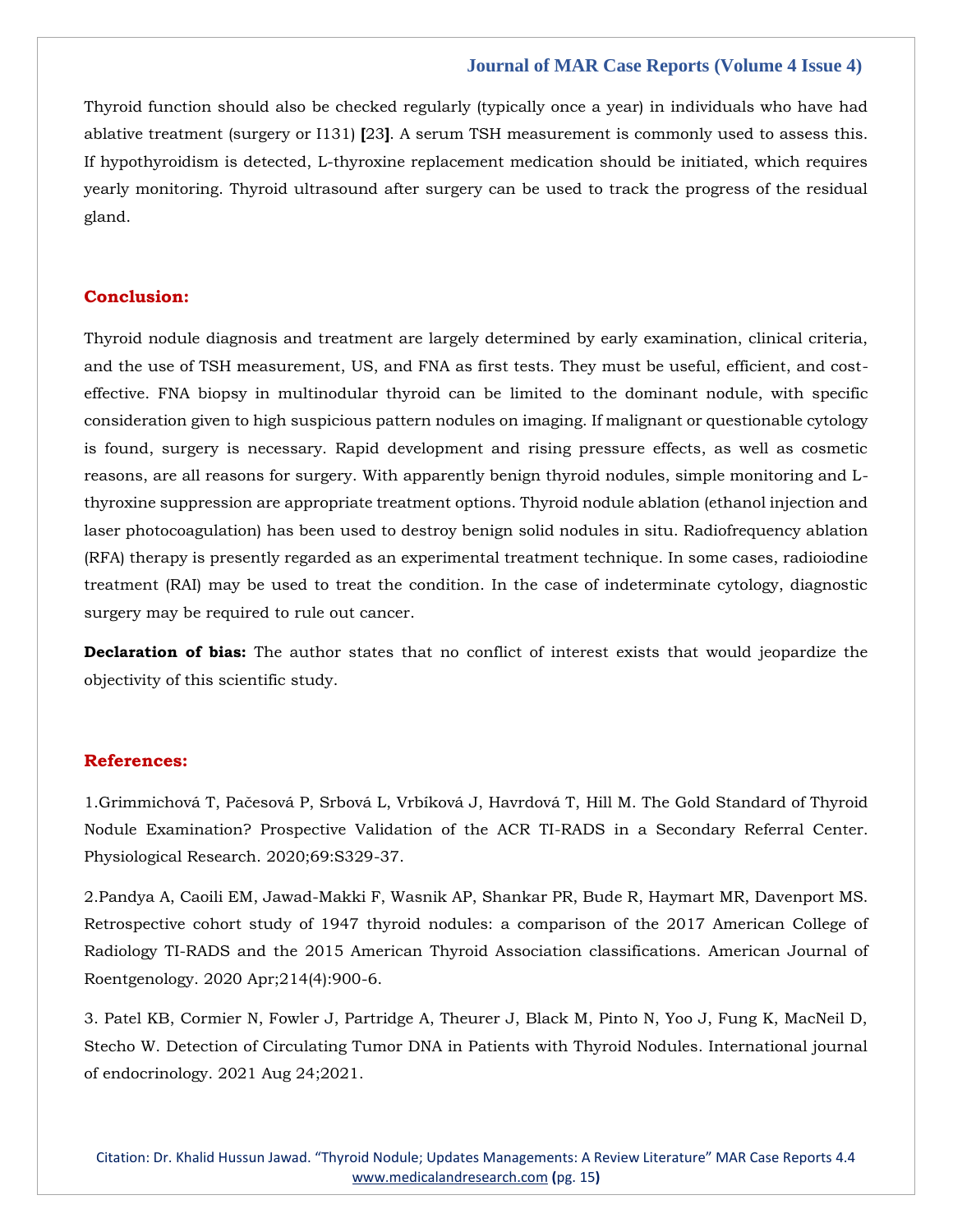Thyroid function should also be checked regularly (typically once a year) in individuals who have had ablative treatment (surgery or I131) [23]. A serum TSH measurement is commonly used to assess this. If hypothyroidism is detected, L-thyroxine replacement medication should be initiated, which requires yearly monitoring. Thyroid ultrasound after surgery can be used to track the progress of the residual gland.

## Conclusion:

Thyroid nodule diagnosis and treatment are largely determined by early examination, clinical criteria, and the use of TSH measurement, US, and FNA as first tests. They must be useful, efficient, and cost-effective. FNA biopsy in multinodular thyroid can be limited to the dominant nodule, with specific consideration given to high suspicious pattern nodules on imaging. If malignant or questionable cytology is found, surgery is necessary. Rapid development and rising pressure effects, as well as cosmetic reasons, are all reasons for surgery. With apparently benign thyroid nodules, simple monitoring and L-thyroxine suppression are appropriate treatment options. Thyroid nodule ablation (ethanol injection and laser photocoagulation) has been used to destroy benign solid nodules in situ. Radiofrequency ablation (RFA) therapy is presently regarded as an experimental treatment technique. In some cases, radioiodine treatment (RAI) may be used to treat the condition. In the case of indeterminate cytology, diagnostic surgery may be required to rule out cancer.

**Declaration of bias:** The author states that no conflict of interest exists that would jeopardize the objectivity of this scientific study.

## References:

1.Grimmichová T, Pačesová P, Srbová L, Vrbíková J, Havrdová T, Hill M. The Gold Standard of Thyroid Nodule Examination? Prospective Validation of the ACR TI-RADS in a Secondary Referral Center. Physiological Research. 2020;69:S329-37.

2.Pandya A, Caoili EM, Jawad-Makki F, Wasnik AP, Shankar PR, Bude R, Haymart MR, Davenport MS. Retrospective cohort study of 1947 thyroid nodules: a comparison of the 2017 American College of Radiology TI-RADS and the 2015 American Thyroid Association classifications. American Journal of Roentgenology. 2020 Apr;214(4):900-6.

3. Patel KB, Cormier N, Fowler J, Partridge A, Theurer J, Black M, Pinto N, Yoo J, Fung K, MacNeil D, Stecho W. Detection of Circulating Tumor DNA in Patients with Thyroid Nodules. International journal of endocrinology. 2021 Aug 24;2021.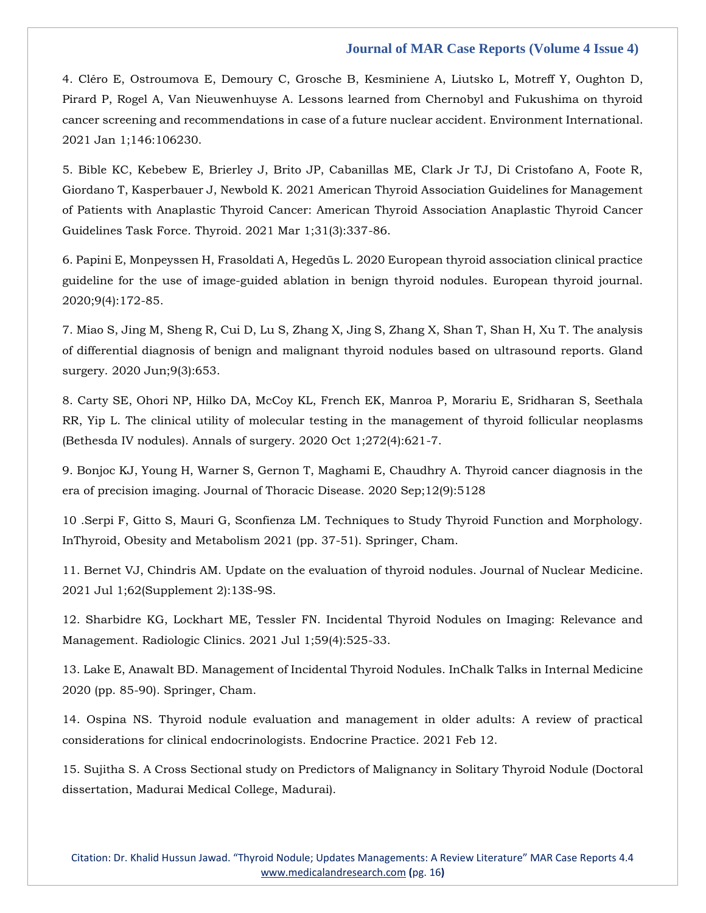4. Cléro E, Ostroumova E, Demoury C, Grosche B, Kesminiene A, Liutsko L, Motreff Y, Oughton D, Pirard P, Rogel A, Van Nieuwenhuyse A. Lessons learned from Chernobyl and Fukushima on thyroid cancer screening and recommendations in case of a future nuclear accident. Environment International. 2021 Jan 1;146:106230.

5. Bible KC, Kebebew E, Brierley J, Brito JP, Cabanillas ME, Clark Jr TJ, Di Cristofano A, Foote R, Giordano T, Kasperbauer J, Newbold K. 2021 American Thyroid Association Guidelines for Management of Patients with Anaplastic Thyroid Cancer: American Thyroid Association Anaplastic Thyroid Cancer Guidelines Task Force. Thyroid. 2021 Mar 1;31(3):337-86.

6. Papini E, Monpeyssen H, Frasoldati A, Hegedüs L. 2020 European thyroid association clinical practice guideline for the use of image-guided ablation in benign thyroid nodules. European thyroid journal. 2020;9(4):172-85.

7. Miao S, Jing M, Sheng R, Cui D, Lu S, Zhang X, Jing S, Zhang X, Shan T, Shan H, Xu T. The analysis of differential diagnosis of benign and malignant thyroid nodules based on ultrasound reports. Gland surgery. 2020 Jun;9(3):653.

8. Carty SE, Ohori NP, Hilko DA, McCoy KL, French EK, Manroa P, Morariu E, Sridharan S, Seethala RR, Yip L. The clinical utility of molecular testing in the management of thyroid follicular neoplasms (Bethesda IV nodules). Annals of surgery. 2020 Oct 1;272(4):621-7.

9. Bonjoc KJ, Young H, Warner S, Gernon T, Maghami E, Chaudhry A. Thyroid cancer diagnosis in the era of precision imaging. Journal of Thoracic Disease. 2020 Sep;12(9):5128

10 .Serpi F, Gitto S, Mauri G, Sconfienza LM. Techniques to Study Thyroid Function and Morphology. InThyroid, Obesity and Metabolism 2021 (pp. 37-51). Springer, Cham.

11. Bernet VJ, Chindris AM. Update on the evaluation of thyroid nodules. Journal of Nuclear Medicine. 2021 Jul 1;62(Supplement 2):13S-9S.

12. Sharbidre KG, Lockhart ME, Tessler FN. Incidental Thyroid Nodules on Imaging: Relevance and Management. Radiologic Clinics. 2021 Jul 1;59(4):525-33.

13. Lake E, Anawalt BD. Management of Incidental Thyroid Nodules. InChalk Talks in Internal Medicine 2020 (pp. 85-90). Springer, Cham.

14. Ospina NS. Thyroid nodule evaluation and management in older adults: A review of practical considerations for clinical endocrinologists. Endocrine Practice. 2021 Feb 12.

15. Sujitha S. A Cross Sectional study on Predictors of Malignancy in Solitary Thyroid Nodule (Doctoral dissertation, Madurai Medical College, Madurai).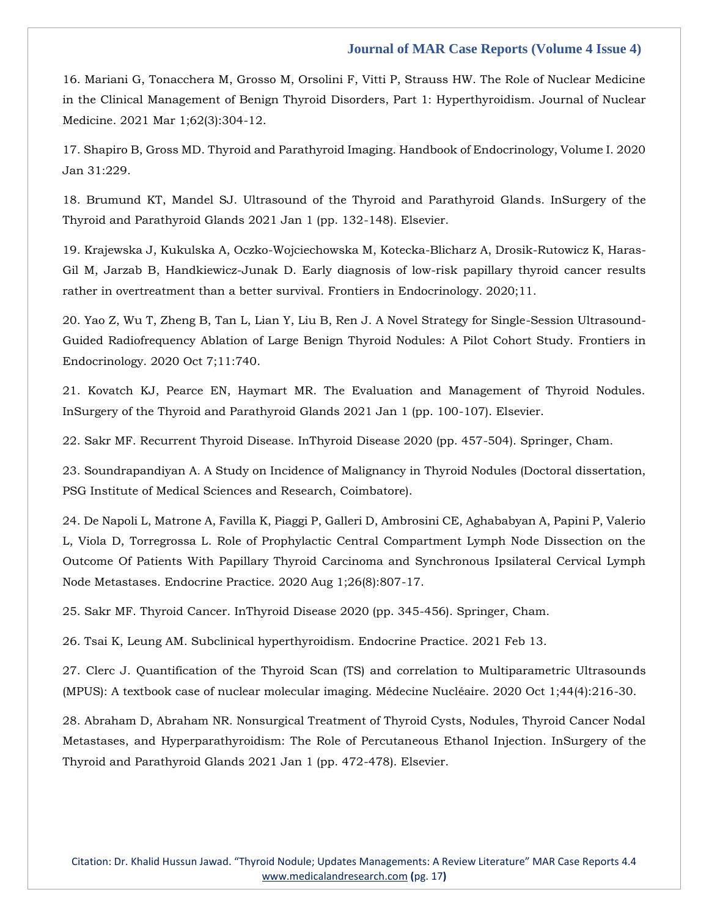16. Mariani G, Tonacchera M, Grosso M, Orsolini F, Vitti P, Strauss HW. The Role of Nuclear Medicine in the Clinical Management of Benign Thyroid Disorders, Part 1: Hyperthyroidism. Journal of Nuclear Medicine. 2021 Mar 1;62(3):304-12.

17. Shapiro B, Gross MD. Thyroid and Parathyroid Imaging. Handbook of Endocrinology, Volume I. 2020 Jan 31:229.

18. Brumund KT, Mandel SJ. Ultrasound of the Thyroid and Parathyroid Glands. InSurgery of the Thyroid and Parathyroid Glands 2021 Jan 1 (pp. 132-148). Elsevier.

19. Krajewska J, Kukulska A, Oczko-Wojciechowska M, Kotecka-Blicharz A, Drosik-Rutowicz K, Haras-Gil M, Jarzab B, Handkiewicz-Junak D. Early diagnosis of low-risk papillary thyroid cancer results rather in overtreatment than a better survival. Frontiers in Endocrinology. 2020;11.

20. Yao Z, Wu T, Zheng B, Tan L, Lian Y, Liu B, Ren J. A Novel Strategy for Single-Session Ultrasound-Guided Radiofrequency Ablation of Large Benign Thyroid Nodules: A Pilot Cohort Study. Frontiers in Endocrinology. 2020 Oct 7;11:740.

21. Kovatch KJ, Pearce EN, Haymart MR. The Evaluation and Management of Thyroid Nodules. InSurgery of the Thyroid and Parathyroid Glands 2021 Jan 1 (pp. 100-107). Elsevier.

22. Sakr MF. Recurrent Thyroid Disease. InThyroid Disease 2020 (pp. 457-504). Springer, Cham.

23. Soundrapandiyan A. A Study on Incidence of Malignancy in Thyroid Nodules (Doctoral dissertation, PSG Institute of Medical Sciences and Research, Coimbatore).

24. De Napoli L, Matrone A, Favilla K, Piaggi P, Galleri D, Ambrosini CE, Aghababyan A, Papini P, Valerio L, Viola D, Torregrossa L. Role of Prophylactic Central Compartment Lymph Node Dissection on the Outcome Of Patients With Papillary Thyroid Carcinoma and Synchronous Ipsilateral Cervical Lymph Node Metastases. Endocrine Practice. 2020 Aug 1;26(8):807-17.

25. Sakr MF. Thyroid Cancer. InThyroid Disease 2020 (pp. 345-456). Springer, Cham.

26. Tsai K, Leung AM. Subclinical hyperthyroidism. Endocrine Practice. 2021 Feb 13.

27. Clerc J. Quantification of the Thyroid Scan (TS) and correlation to Multiparametric Ultrasounds (MPUS): A textbook case of nuclear molecular imaging. Médecine Nucléaire. 2020 Oct 1;44(4):216-30.

28. Abraham D, Abraham NR. Nonsurgical Treatment of Thyroid Cysts, Nodules, Thyroid Cancer Nodal Metastases, and Hyperparathyroidism: The Role of Percutaneous Ethanol Injection. InSurgery of the Thyroid and Parathyroid Glands 2021 Jan 1 (pp. 472-478). Elsevier.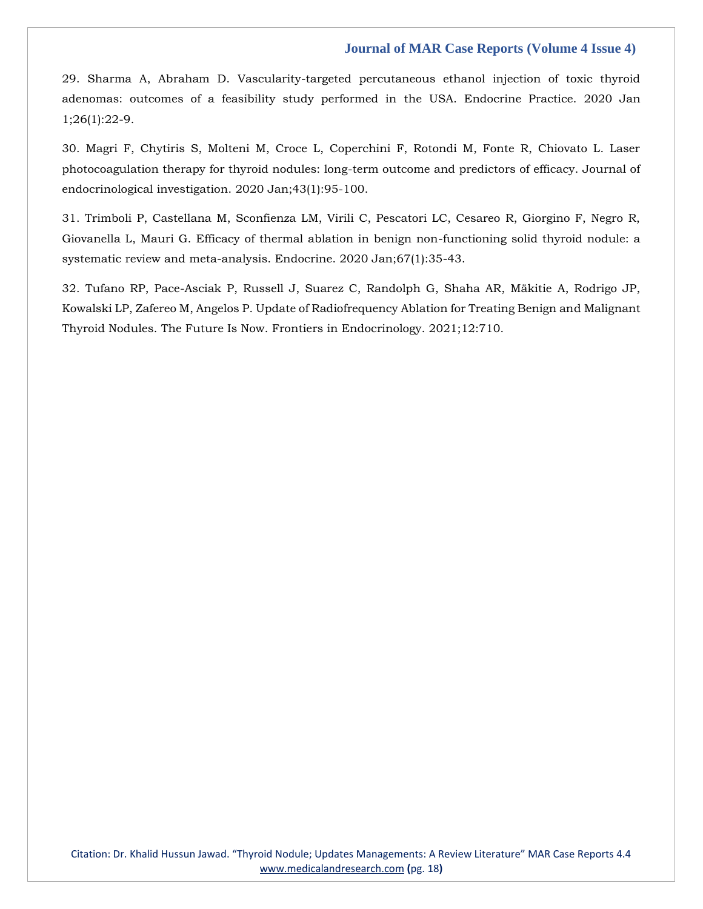29. Sharma A, Abraham D. Vascularity-targeted percutaneous ethanol injection of toxic thyroid adenomas: outcomes of a feasibility study performed in the USA. Endocrine Practice. 2020 Jan 1;26(1):22-9.

30. Magri F, Chytiris S, Molteni M, Croce L, Coperchini F, Rotondi M, Fonte R, Chiovato L. Laser photocoagulation therapy for thyroid nodules: long-term outcome and predictors of efficacy. Journal of endocrinological investigation. 2020 Jan;43(1):95-100.

31. Trimboli P, Castellana M, Sconfienza LM, Virili C, Pescatori LC, Cesareo R, Giorgino F, Negro R, Giovanella L, Mauri G. Efficacy of thermal ablation in benign non-functioning solid thyroid nodule: a systematic review and meta-analysis. Endocrine. 2020 Jan;67(1):35-43.

32. Tufano RP, Pace-Asciak P, Russell J, Suarez C, Randolph G, Shaha AR, Mäkitie A, Rodrigo JP, Kowalski LP, Zafereo M, Angelos P. Update of Radiofrequency Ablation for Treating Benign and Malignant Thyroid Nodules. The Future Is Now. Frontiers in Endocrinology. 2021;12:710.